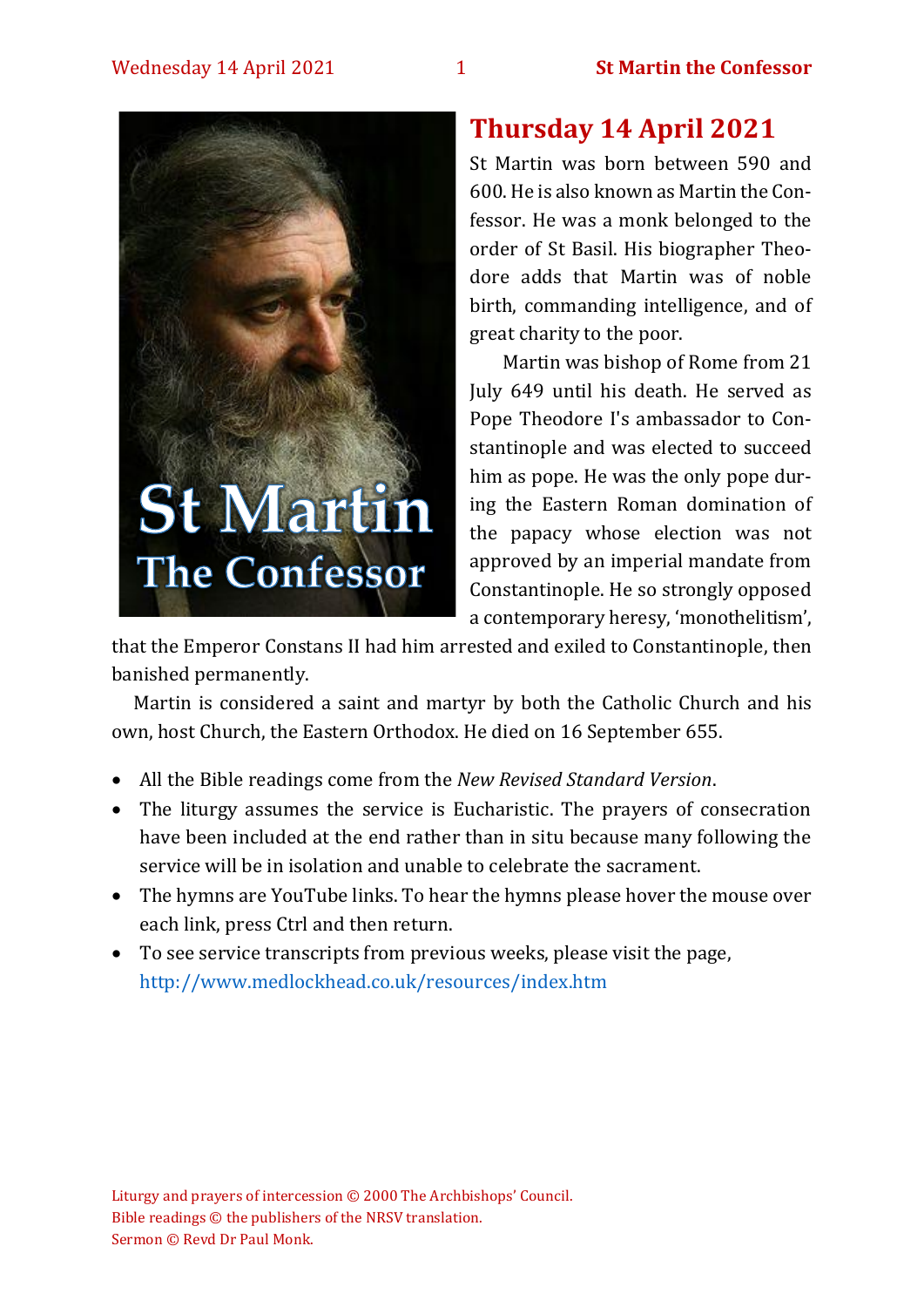# Thursday 14 April 2021

St Martin was born between 590 and 600. He is also known as Martin the Confessor. He was a monk belonged to the order of St Basil. His biographer Theodore adds that Martin was of noble birth, commanding intelligence, and of great charity to the poor.

Martin was bishop of Rome from 21 July 649 until his death. He served as Pope Theodore I's ambassador to Constantinople and was elected to succeed him as pope. He was the only pope during the Eastern Roman domination of the papacy whose election was not approved by an imperial mandate from Constantinople. He so strongly opposed a contemporary heresy, 'monothelitism', that the Emperor Constans II had him arrested and exiled to Constantinople, then banished permanently.

Martin is considered a saint and martyr by both the Catholic Church and his own, host Church, the Eastern Orthodox. He died on 16 September 655.

- All the Bible readings come from the *New Revised Standard Version*.
- The liturgy assumes the service is Eucharistic. The prayers of consecration have been included at the end rather than in situ because many following the service will be in isolation and unable to celebrate the sacrament.
- The hymns are YouTube links. To hear the hymns please hover the mouse over each link, press Ctrl and then return.
- To see service transcripts from previous weeks, please visit the page, http://www.medlockhead.co.uk/resources/index.htm

Liturgy and prayers of intercession © 2000 The Archbishops' Council.
Bible readings © the publishers of the NRSV translation.
Sermon © Revd Dr Paul Monk.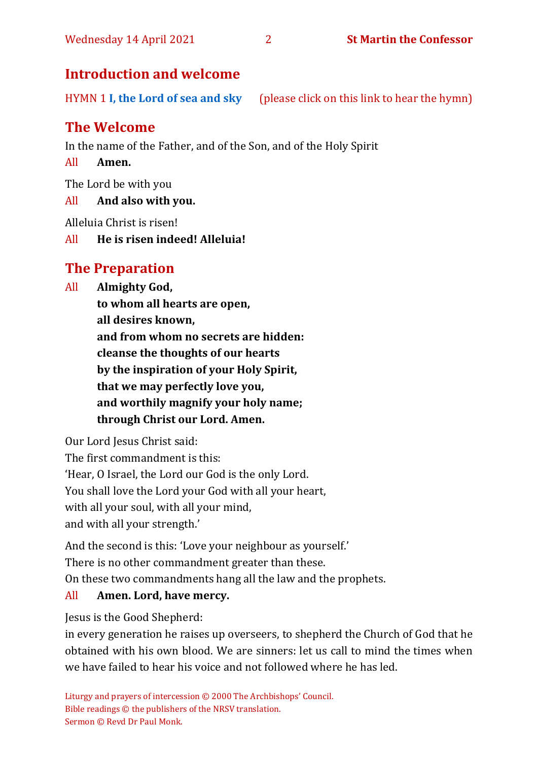## Introduction and welcome

HYMN 1 **I, the Lord of sea and sky** (please click on this link to hear the hymn)

## The Welcome

In the name of the Father, and of the Son, and of the Holy Spirit

All **Amen.**

The Lord be with you

All **And also with you.**

Alleluia Christ is risen!

All **He is risen indeed! Alleluia!**

## The Preparation

All **Almighty God,**
**to whom all hearts are open,**
**all desires known,**
**and from whom no secrets are hidden:**
**cleanse the thoughts of our hearts**
**by the inspiration of your Holy Spirit,**
**that we may perfectly love you,**
**and worthily magnify your holy name;**
**through Christ our Lord. Amen.**

Our Lord Jesus Christ said:
The first commandment is this:
'Hear, O Israel, the Lord our God is the only Lord.
You shall love the Lord your God with all your heart,
with all your soul, with all your mind,
and with all your strength.'

And the second is this: 'Love your neighbour as yourself.'
There is no other commandment greater than these.
On these two commandments hang all the law and the prophets.

All **Amen. Lord, have mercy.**

Jesus is the Good Shepherd:
in every generation he raises up overseers, to shepherd the Church of God that he obtained with his own blood. We are sinners: let us call to mind the times when we have failed to hear his voice and not followed where he has led.

Liturgy and prayers of intercession © 2000 The Archbishops' Council.
Bible readings © the publishers of the NRSV translation.
Sermon © Revd Dr Paul Monk.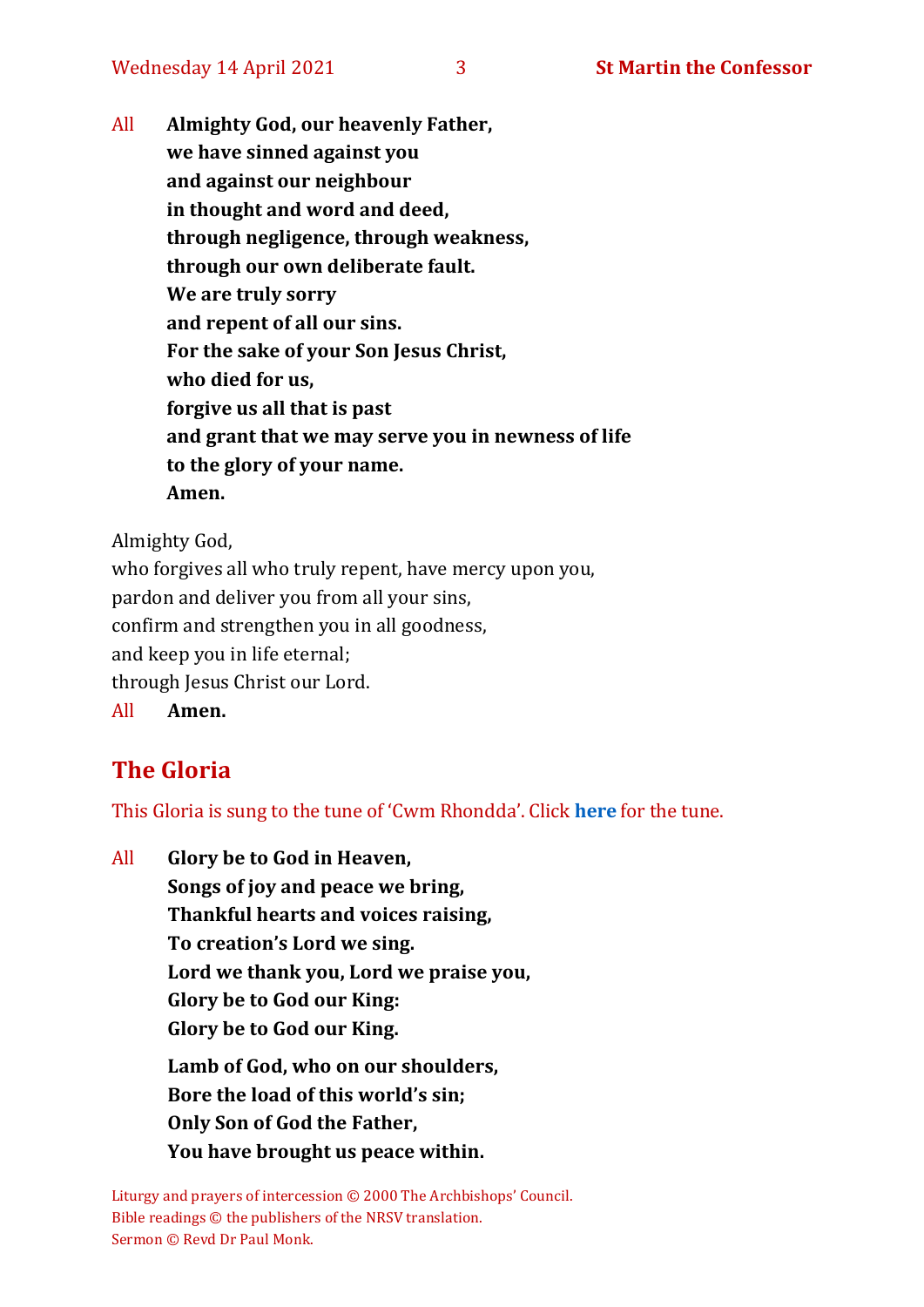All **Almighty God, our heavenly Father,**
**we have sinned against you**
**and against our neighbour**
**in thought and word and deed,**
**through negligence, through weakness,**
**through our own deliberate fault.**
**We are truly sorry**
**and repent of all our sins.**
**For the sake of your Son Jesus Christ,**
**who died for us,**
**forgive us all that is past**
**and grant that we may serve you in newness of life**
**to the glory of your name.**
**Amen.**

Almighty God,
who forgives all who truly repent, have mercy upon you,
pardon and deliver you from all your sins,
confirm and strengthen you in all goodness,
and keep you in life eternal;
through Jesus Christ our Lord.

All **Amen.**

## The Gloria

This Gloria is sung to the tune of 'Cwm Rhondda'. Click **here** for the tune.

All **Glory be to God in Heaven,**
**Songs of joy and peace we bring,**
**Thankful hearts and voices raising,**
**To creation's Lord we sing.**
**Lord we thank you, Lord we praise you,**
**Glory be to God our King:**
**Glory be to God our King.**

**Lamb of God, who on our shoulders,**
**Bore the load of this world's sin;**
**Only Son of God the Father,**
**You have brought us peace within.**

Liturgy and prayers of intercession © 2000 The Archbishops' Council.
Bible readings © the publishers of the NRSV translation.
Sermon © Revd Dr Paul Monk.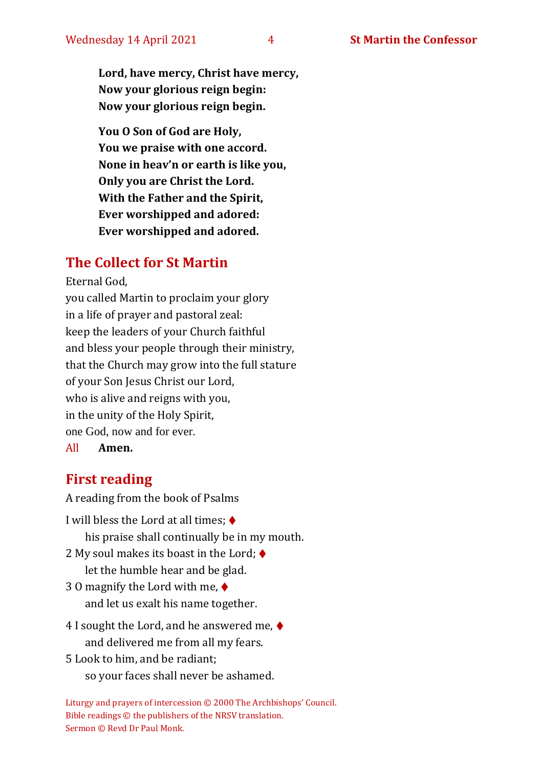**Lord, have mercy, Christ have mercy,**
**Now your glorious reign begin:**
**Now your glorious reign begin.**

**You O Son of God are Holy,**
**You we praise with one accord.**
**None in heav'n or earth is like you,**
**Only you are Christ the Lord.**
**With the Father and the Spirit,**
**Ever worshipped and adored:**
**Ever worshipped and adored.**

## The Collect for St Martin

Eternal God,
you called Martin to proclaim your glory
in a life of prayer and pastoral zeal:
keep the leaders of your Church faithful
and bless your people through their ministry,
that the Church may grow into the full stature
of your Son Jesus Christ our Lord,
who is alive and reigns with you,
in the unity of the Holy Spirit,
one God, now and for ever.

All **Amen.**

## First reading

A reading from the book of Psalms

I will bless the Lord at all times; ♦
his praise shall continually be in my mouth.
2 My soul makes its boast in the Lord; ♦
let the humble hear and be glad.
3 O magnify the Lord with me, ♦
and let us exalt his name together.

4 I sought the Lord, and he answered me, ♦
and delivered me from all my fears.
5 Look to him, and be radiant;
so your faces shall never be ashamed.

Liturgy and prayers of intercession © 2000 The Archbishops' Council.
Bible readings © the publishers of the NRSV translation.
Sermon © Revd Dr Paul Monk.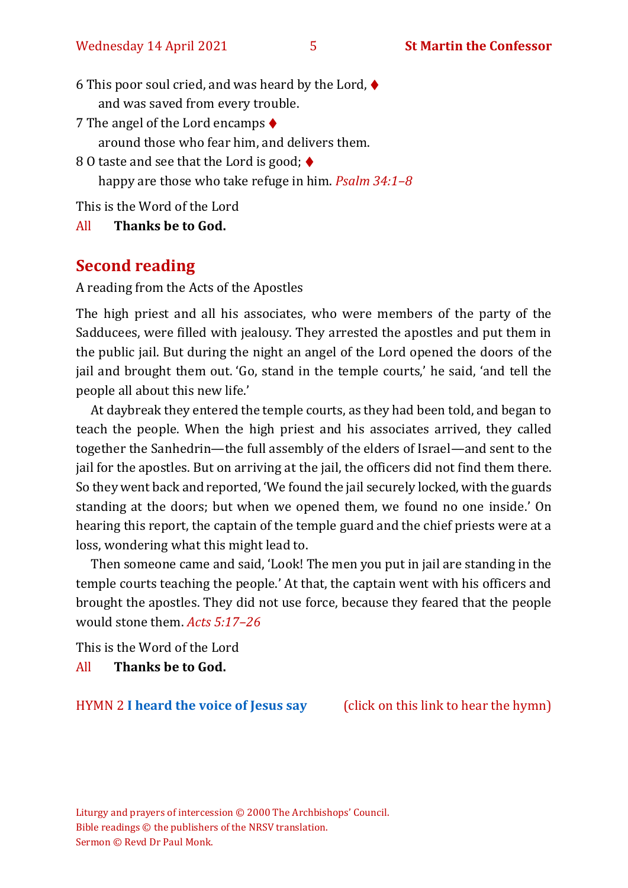6 This poor soul cried, and was heard by the Lord, ♦
  and was saved from every trouble.

7 The angel of the Lord encamps ♦
  around those who fear him, and delivers them.

8 O taste and see that the Lord is good; ♦
  happy are those who take refuge in him. *Psalm 34:1–8*

This is the Word of the Lord

All **Thanks be to God.**

## Second reading

A reading from the Acts of the Apostles

The high priest and all his associates, who were members of the party of the Sadducees, were filled with jealousy. They arrested the apostles and put them in the public jail. But during the night an angel of the Lord opened the doors of the jail and brought them out. 'Go, stand in the temple courts,' he said, 'and tell the people all about this new life.'

At daybreak they entered the temple courts, as they had been told, and began to teach the people. When the high priest and his associates arrived, they called together the Sanhedrin—the full assembly of the elders of Israel—and sent to the jail for the apostles. But on arriving at the jail, the officers did not find them there. So they went back and reported, 'We found the jail securely locked, with the guards standing at the doors; but when we opened them, we found no one inside.' On hearing this report, the captain of the temple guard and the chief priests were at a loss, wondering what this might lead to.

Then someone came and said, 'Look! The men you put in jail are standing in the temple courts teaching the people.' At that, the captain went with his officers and brought the apostles. They did not use force, because they feared that the people would stone them. *Acts 5:17–26*

This is the Word of the Lord

All **Thanks be to God.**

HYMN 2 **I heard the voice of Jesus say** (click on this link to hear the hymn)

Liturgy and prayers of intercession © 2000 The Archbishops' Council.
Bible readings © the publishers of the NRSV translation.
Sermon © Revd Dr Paul Monk.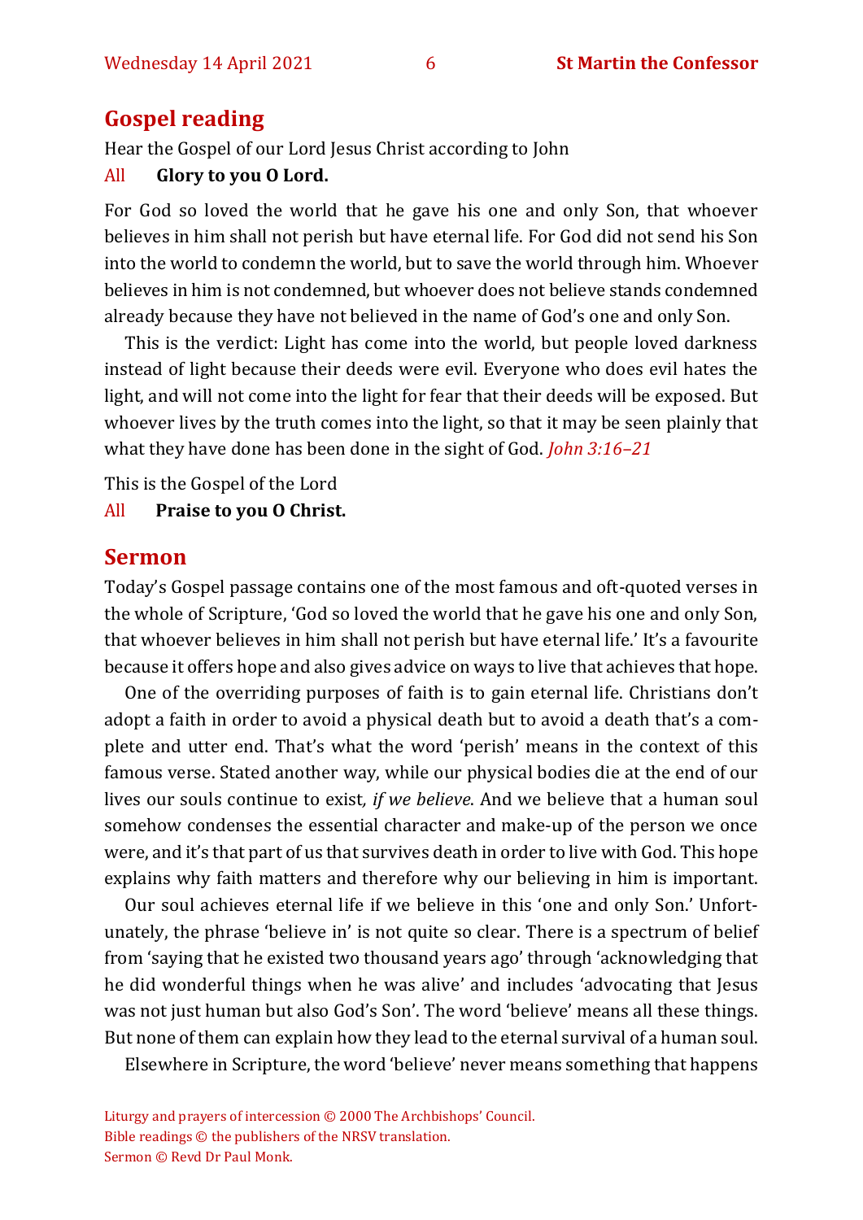## Gospel reading

Hear the Gospel of our Lord Jesus Christ according to John

All **Glory to you O Lord.**

For God so loved the world that he gave his one and only Son, that whoever believes in him shall not perish but have eternal life. For God did not send his Son into the world to condemn the world, but to save the world through him. Whoever believes in him is not condemned, but whoever does not believe stands condemned already because they have not believed in the name of God's one and only Son.

This is the verdict: Light has come into the world, but people loved darkness instead of light because their deeds were evil. Everyone who does evil hates the light, and will not come into the light for fear that their deeds will be exposed. But whoever lives by the truth comes into the light, so that it may be seen plainly that what they have done has been done in the sight of God. *John 3:16–21*

This is the Gospel of the Lord

All **Praise to you O Christ.**

## Sermon

Today's Gospel passage contains one of the most famous and oft-quoted verses in the whole of Scripture, 'God so loved the world that he gave his one and only Son, that whoever believes in him shall not perish but have eternal life.' It's a favourite because it offers hope and also gives advice on ways to live that achieves that hope.

One of the overriding purposes of faith is to gain eternal life. Christians don't adopt a faith in order to avoid a physical death but to avoid a death that's a complete and utter end. That's what the word 'perish' means in the context of this famous verse. Stated another way, while our physical bodies die at the end of our lives our souls continue to exist, *if we believe*. And we believe that a human soul somehow condenses the essential character and make-up of the person we once were, and it's that part of us that survives death in order to live with God. This hope explains why faith matters and therefore why our believing in him is important.

Our soul achieves eternal life if we believe in this 'one and only Son.' Unfortunately, the phrase 'believe in' is not quite so clear. There is a spectrum of belief from 'saying that he existed two thousand years ago' through 'acknowledging that he did wonderful things when he was alive' and includes 'advocating that Jesus was not just human but also God's Son'. The word 'believe' means all these things. But none of them can explain how they lead to the eternal survival of a human soul.

Elsewhere in Scripture, the word 'believe' never means something that happens

Liturgy and prayers of intercession © 2000 The Archbishops' Council.
Bible readings © the publishers of the NRSV translation.
Sermon © Revd Dr Paul Monk.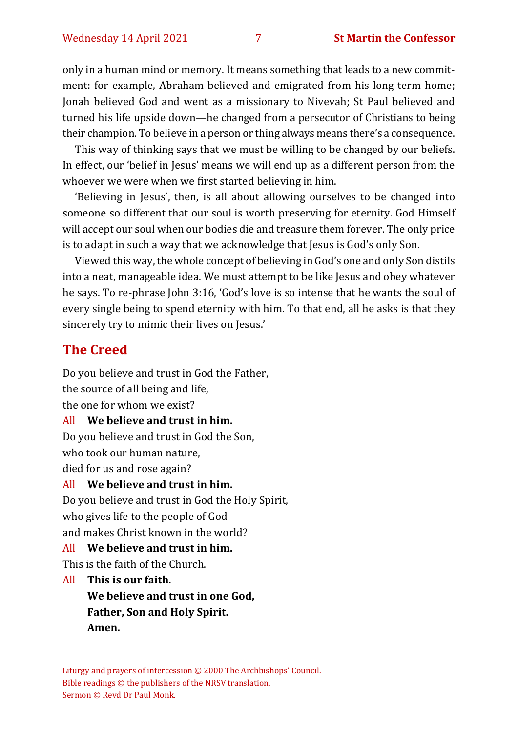only in a human mind or memory. It means something that leads to a new commitment: for example, Abraham believed and emigrated from his long-term home; Jonah believed God and went as a missionary to Nivevah; St Paul believed and turned his life upside down—he changed from a persecutor of Christians to being their champion. To believe in a person or thing always means there's a consequence.

This way of thinking says that we must be willing to be changed by our beliefs. In effect, our 'belief in Jesus' means we will end up as a different person from the whoever we were when we first started believing in him.

'Believing in Jesus', then, is all about allowing ourselves to be changed into someone so different that our soul is worth preserving for eternity. God Himself will accept our soul when our bodies die and treasure them forever. The only price is to adapt in such a way that we acknowledge that Jesus is God's only Son.

Viewed this way, the whole concept of believing in God's one and only Son distils into a neat, manageable idea. We must attempt to be like Jesus and obey whatever he says. To re-phrase John 3:16, 'God's love is so intense that he wants the soul of every single being to spend eternity with him. To that end, all he asks is that they sincerely try to mimic their lives on Jesus.'

## The Creed

Do you believe and trust in God the Father,
the source of all being and life,
the one for whom we exist?

All **We believe and trust in him.**

Do you believe and trust in God the Son,
who took our human nature,
died for us and rose again?

All **We believe and trust in him.**

Do you believe and trust in God the Holy Spirit,
who gives life to the people of God
and makes Christ known in the world?

All **We believe and trust in him.**

This is the faith of the Church.

All **This is our faith.**
**We believe and trust in one God,**
**Father, Son and Holy Spirit.**
**Amen.**

Liturgy and prayers of intercession © 2000 The Archbishops' Council.
Bible readings © the publishers of the NRSV translation.
Sermon © Revd Dr Paul Monk.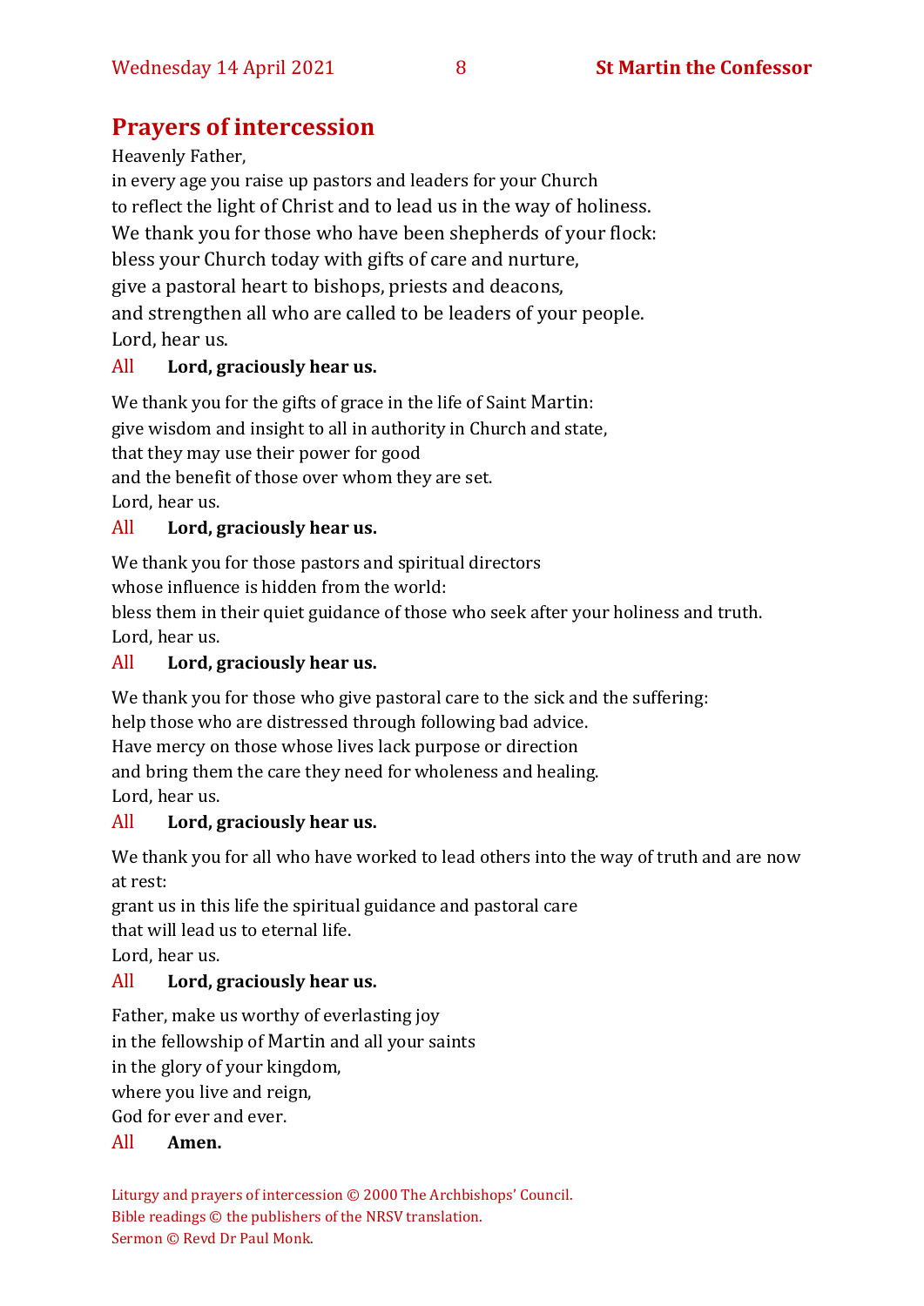## Prayers of intercession

Heavenly Father,
in every age you raise up pastors and leaders for your Church
to reflect the light of Christ and to lead us in the way of holiness.
We thank you for those who have been shepherds of your flock:
bless your Church today with gifts of care and nurture,
give a pastoral heart to bishops, priests and deacons,
and strengthen all who are called to be leaders of your people.
Lord, hear us.

All **Lord, graciously hear us.**

We thank you for the gifts of grace in the life of Saint Martin:
give wisdom and insight to all in authority in Church and state,
that they may use their power for good
and the benefit of those over whom they are set.
Lord, hear us.

All **Lord, graciously hear us.**

We thank you for those pastors and spiritual directors
whose influence is hidden from the world:
bless them in their quiet guidance of those who seek after your holiness and truth.
Lord, hear us.

All **Lord, graciously hear us.**

We thank you for those who give pastoral care to the sick and the suffering:
help those who are distressed through following bad advice.
Have mercy on those whose lives lack purpose or direction
and bring them the care they need for wholeness and healing.
Lord, hear us.

All **Lord, graciously hear us.**

We thank you for all who have worked to lead others into the way of truth and are now at rest:
grant us in this life the spiritual guidance and pastoral care
that will lead us to eternal life.
Lord, hear us.

All **Lord, graciously hear us.**

Father, make us worthy of everlasting joy
in the fellowship of Martin and all your saints
in the glory of your kingdom,
where you live and reign,
God for ever and ever.

All **Amen.**

Liturgy and prayers of intercession © 2000 The Archbishops' Council.
Bible readings © the publishers of the NRSV translation.
Sermon © Revd Dr Paul Monk.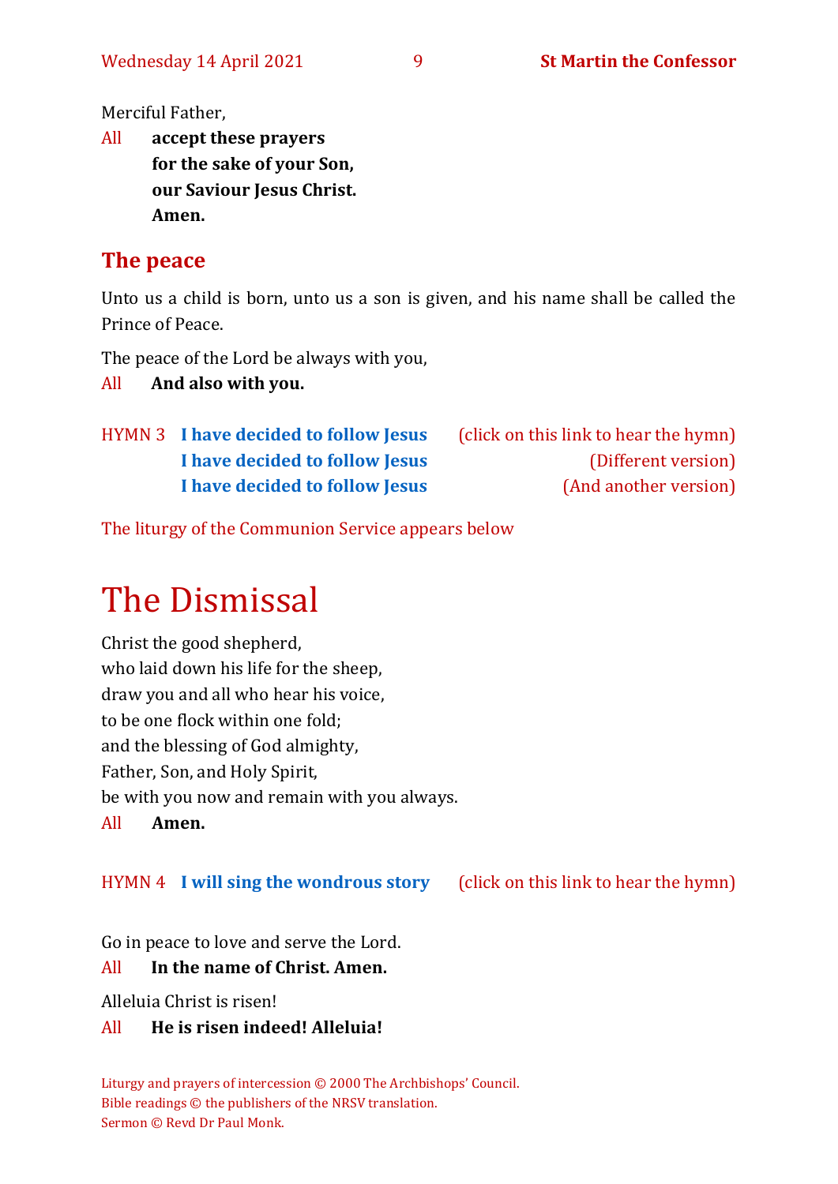Merciful Father,

All **accept these prayers**
**for the sake of your Son,**
**our Saviour Jesus Christ.**
**Amen.**

## The peace

Unto us a child is born, unto us a son is given, and his name shall be called the Prince of Peace.

The peace of the Lord be always with you,

All **And also with you.**

HYMN 3 **I have decided to follow Jesus** (click on this link to hear the hymn)
**I have decided to follow Jesus** (Different version)
**I have decided to follow Jesus** (And another version)

The liturgy of the Communion Service appears below

# The Dismissal

Christ the good shepherd,
who laid down his life for the sheep,
draw you and all who hear his voice,
to be one flock within one fold;
and the blessing of God almighty,
Father, Son, and Holy Spirit,
be with you now and remain with you always.

All **Amen.**

HYMN 4 **I will sing the wondrous story** (click on this link to hear the hymn)

Go in peace to love and serve the Lord.

All **In the name of Christ. Amen.**

Alleluia Christ is risen!

All **He is risen indeed! Alleluia!**

Liturgy and prayers of intercession © 2000 The Archbishops' Council.
Bible readings © the publishers of the NRSV translation.
Sermon © Revd Dr Paul Monk.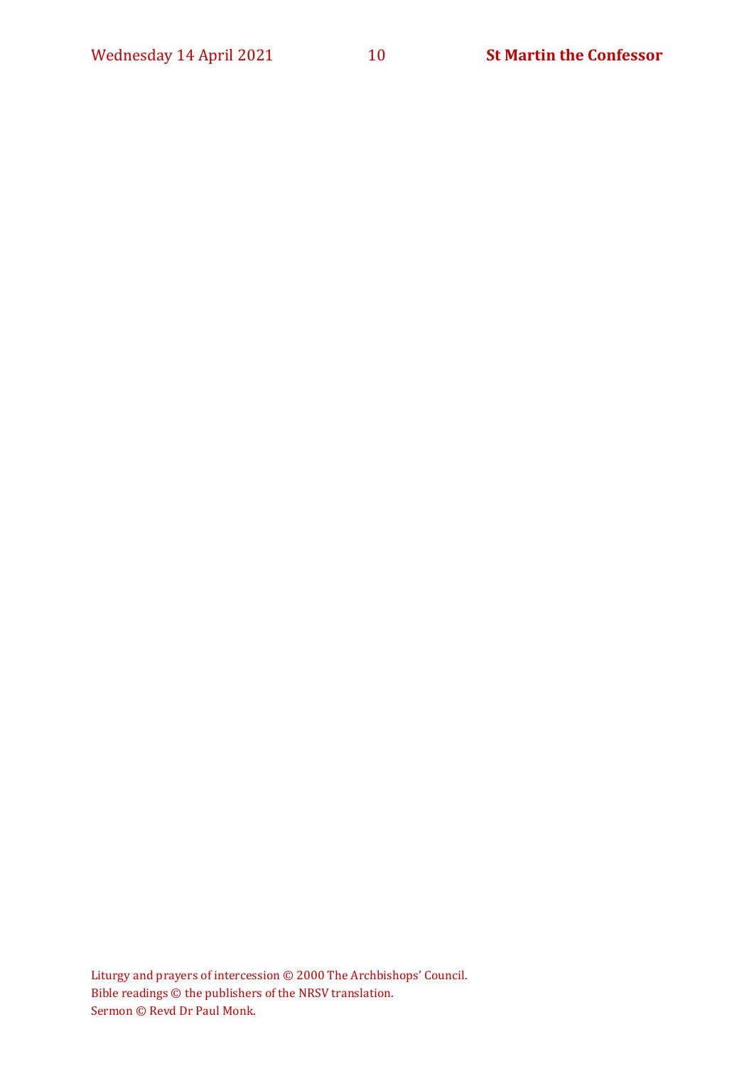Liturgy and prayers of intercession © 2000 The Archbishops' Council.
Bible readings © the publishers of the NRSV translation.
Sermon © Revd Dr Paul Monk.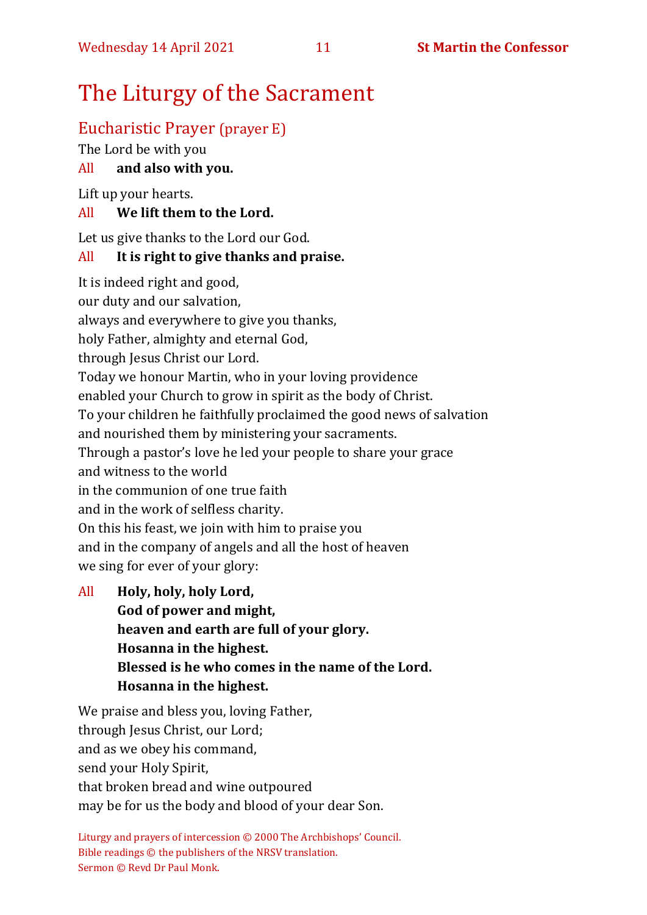# The Liturgy of the Sacrament

## Eucharistic Prayer (prayer E)

The Lord be with you

All **and also with you.**

Lift up your hearts.

All **We lift them to the Lord.**

Let us give thanks to the Lord our God.

All **It is right to give thanks and praise.**

It is indeed right and good,
our duty and our salvation,
always and everywhere to give you thanks,
holy Father, almighty and eternal God,
through Jesus Christ our Lord.
Today we honour Martin, who in your loving providence
enabled your Church to grow in spirit as the body of Christ.
To your children he faithfully proclaimed the good news of salvation
and nourished them by ministering your sacraments.
Through a pastor's love he led your people to share your grace
and witness to the world
in the communion of one true faith
and in the work of selfless charity.
On this his feast, we join with him to praise you
and in the company of angels and all the host of heaven
we sing for ever of your glory:

All **Holy, holy, holy Lord,**
**God of power and might,**
**heaven and earth are full of your glory.**
**Hosanna in the highest.**
**Blessed is he who comes in the name of the Lord.**
**Hosanna in the highest.**

We praise and bless you, loving Father,
through Jesus Christ, our Lord;
and as we obey his command,
send your Holy Spirit,
that broken bread and wine outpoured
may be for us the body and blood of your dear Son.

Liturgy and prayers of intercession © 2000 The Archbishops' Council.
Bible readings © the publishers of the NRSV translation.
Sermon © Revd Dr Paul Monk.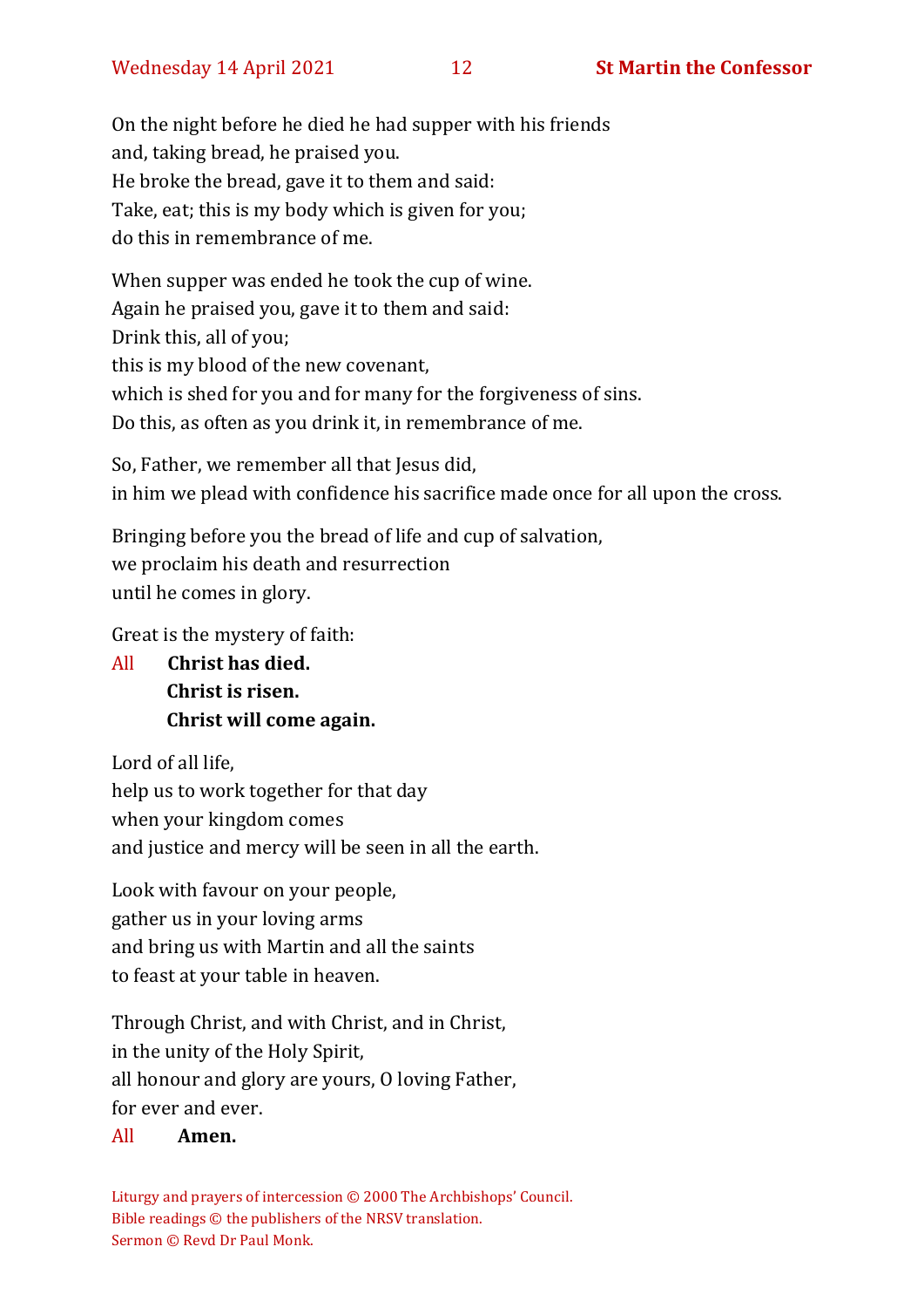On the night before he died he had supper with his friends
and, taking bread, he praised you.
He broke the bread, gave it to them and said:
Take, eat; this is my body which is given for you;
do this in remembrance of me.

When supper was ended he took the cup of wine.
Again he praised you, gave it to them and said:
Drink this, all of you;
this is my blood of the new covenant,
which is shed for you and for many for the forgiveness of sins.
Do this, as often as you drink it, in remembrance of me.

So, Father, we remember all that Jesus did,
in him we plead with confidence his sacrifice made once for all upon the cross.

Bringing before you the bread of life and cup of salvation,
we proclaim his death and resurrection
until he comes in glory.

Great is the mystery of faith:

All **Christ has died.**
**Christ is risen.**
**Christ will come again.**

Lord of all life,
help us to work together for that day
when your kingdom comes
and justice and mercy will be seen in all the earth.

Look with favour on your people,
gather us in your loving arms
and bring us with Martin and all the saints
to feast at your table in heaven.

Through Christ, and with Christ, and in Christ,
in the unity of the Holy Spirit,
all honour and glory are yours, O loving Father,
for ever and ever.

All **Amen.**

Liturgy and prayers of intercession © 2000 The Archbishops' Council.
Bible readings © the publishers of the NRSV translation.
Sermon © Revd Dr Paul Monk.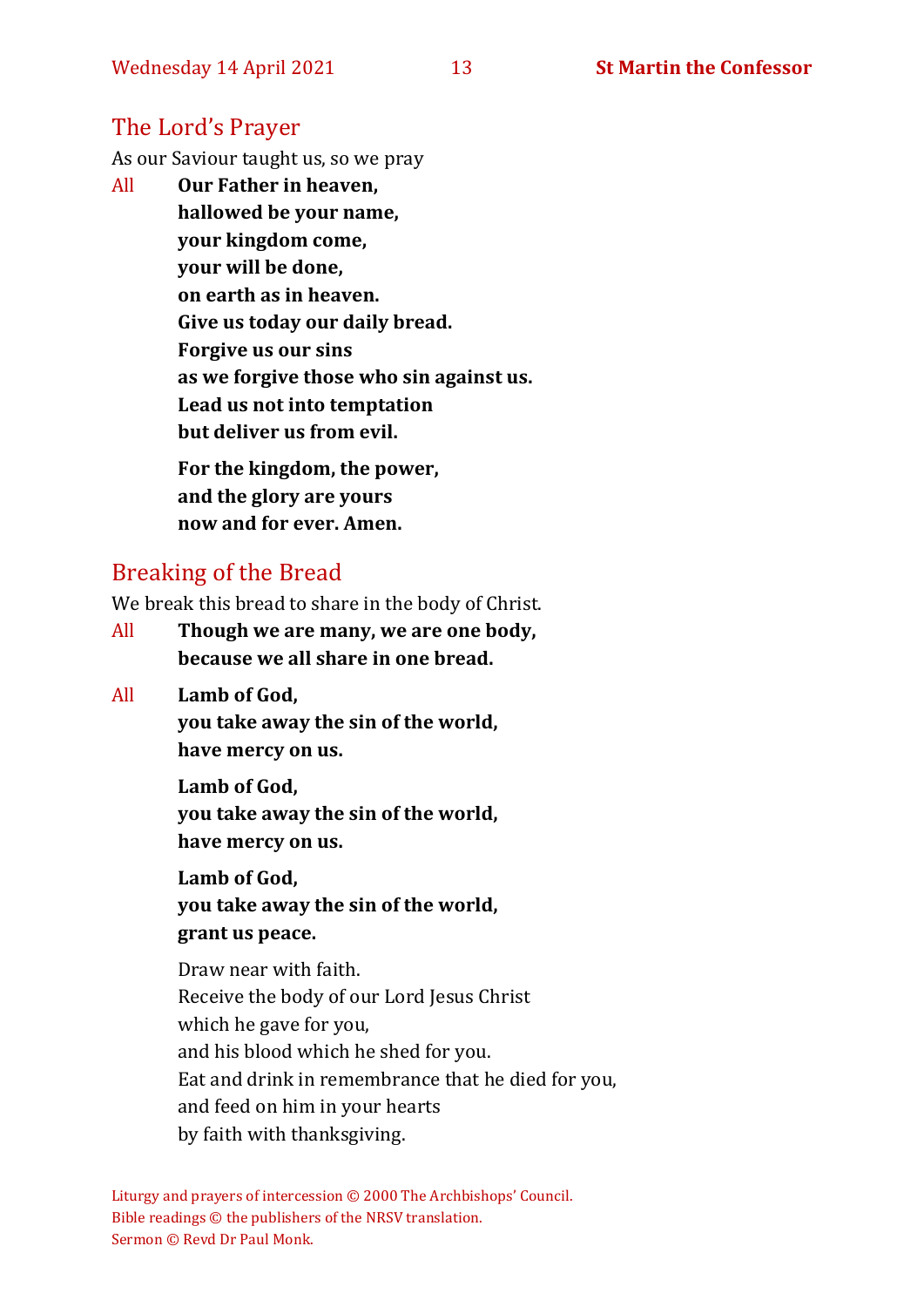## The Lord's Prayer

As our Saviour taught us, so we pray

All **Our Father in heaven,**
**hallowed be your name,**
**your kingdom come,**
**your will be done,**
**on earth as in heaven.**
**Give us today our daily bread.**
**Forgive us our sins**
**as we forgive those who sin against us.**
**Lead us not into temptation**
**but deliver us from evil.**

**For the kingdom, the power,**
**and the glory are yours**
**now and for ever. Amen.**

## Breaking of the Bread

We break this bread to share in the body of Christ.

All **Though we are many, we are one body,**
**because we all share in one bread.**

All **Lamb of God,**
**you take away the sin of the world,**
**have mercy on us.**

**Lamb of God,**
**you take away the sin of the world,**
**have mercy on us.**

**Lamb of God,**
**you take away the sin of the world,**
**grant us peace.**

Draw near with faith.
Receive the body of our Lord Jesus Christ
which he gave for you,
and his blood which he shed for you.
Eat and drink in remembrance that he died for you,
and feed on him in your hearts
by faith with thanksgiving.

Liturgy and prayers of intercession © 2000 The Archbishops' Council.
Bible readings © the publishers of the NRSV translation.
Sermon © Revd Dr Paul Monk.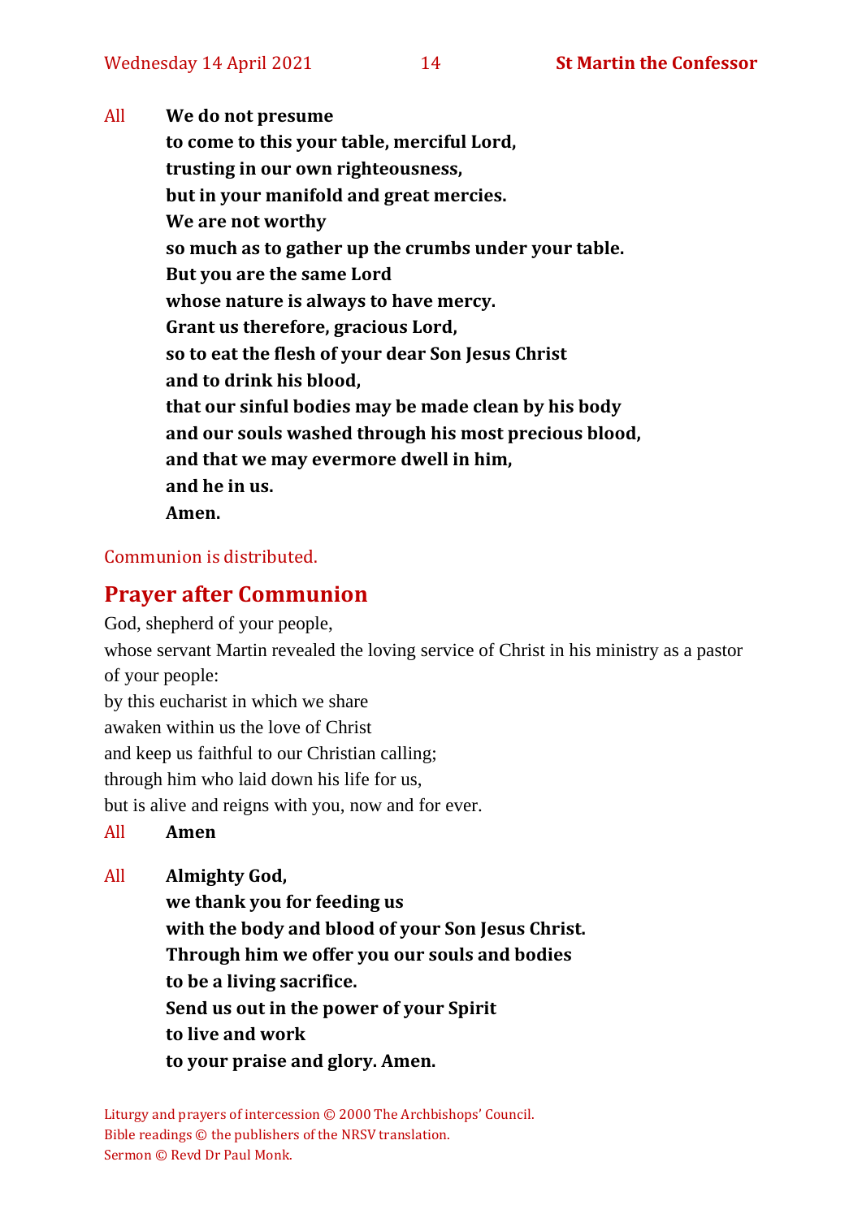All **We do not presume**
**to come to this your table, merciful Lord,**
**trusting in our own righteousness,**
**but in your manifold and great mercies.**
**We are not worthy**
**so much as to gather up the crumbs under your table.**
**But you are the same Lord**
**whose nature is always to have mercy.**
**Grant us therefore, gracious Lord,**
**so to eat the flesh of your dear Son Jesus Christ**
**and to drink his blood,**
**that our sinful bodies may be made clean by his body**
**and our souls washed through his most precious blood,**
**and that we may evermore dwell in him,**
**and he in us.**
**Amen.**

Communion is distributed.

## Prayer after Communion

God, shepherd of your people,
whose servant Martin revealed the loving service of Christ in his ministry as a pastor of your people:
by this eucharist in which we share
awaken within us the love of Christ
and keep us faithful to our Christian calling;
through him who laid down his life for us,
but is alive and reigns with you, now and for ever.

All **Amen**

All **Almighty God,**
**we thank you for feeding us**
**with the body and blood of your Son Jesus Christ.**
**Through him we offer you our souls and bodies**
**to be a living sacrifice.**
**Send us out in the power of your Spirit**
**to live and work**
**to your praise and glory. Amen.**

Liturgy and prayers of intercession © 2000 The Archbishops' Council.
Bible readings © the publishers of the NRSV translation.
Sermon © Revd Dr Paul Monk.